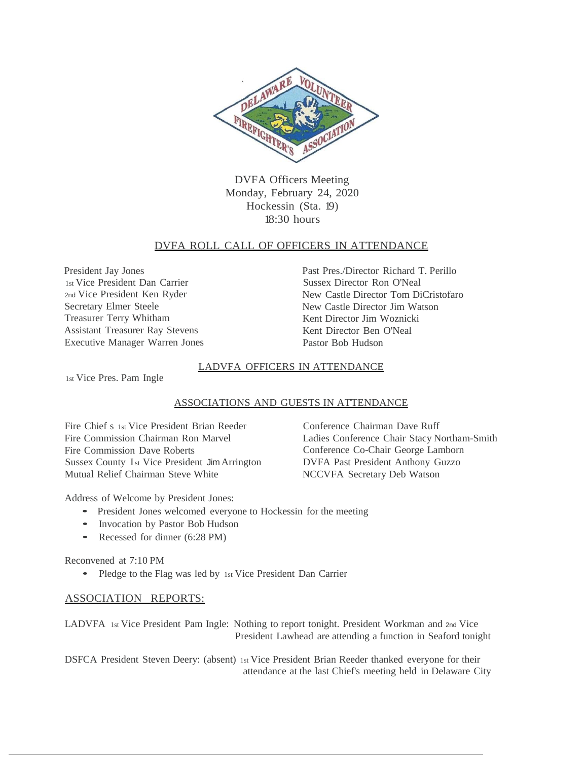DVFA Officers Meeting
Monday, February 24, 2020
Hockessin (Sta. 19)
18:30 hours

## DVFA ROLL CALL OF OFFICERS IN ATTENDANCE

President Jay Jones
1st Vice President Dan Carrier
2nd Vice President Ken Ryder
Secretary Elmer Steele
Treasurer Terry Whitham
Assistant Treasurer Ray Stevens
Executive Manager Warren Jones

Past Pres./Director Richard T. Perillo
Sussex Director Ron O'Neal
New Castle Director Tom DiCristofaro
New Castle Director Jim Watson
Kent Director Jim Woznicki
Kent Director Ben O'Neal
Pastor Bob Hudson

## LADVFA OFFICERS IN ATTENDANCE

1st Vice Pres. Pam Ingle

## ASSOCIATIONS AND GUESTS IN ATTENDANCE

Fire Chief s 1st Vice President Brian Reeder
Fire Commission Chairman Ron Marvel
Fire Commission Dave Roberts
Sussex County 1st Vice President Jim Arrington
Mutual Relief Chairman Steve White

Conference Chairman Dave Ruff
Ladies Conference Chair Stacy Northam-Smith
Conference Co-Chair George Lamborn
DVFA Past President Anthony Guzzo
NCCVFA Secretary Deb Watson

Address of Welcome by President Jones:

- President Jones welcomed everyone to Hockessin for the meeting
- Invocation by Pastor Bob Hudson
- Recessed for dinner (6:28 PM)

Reconvened at 7:10 PM

- Pledge to the Flag was led by 1st Vice President Dan Carrier

## ASSOCIATION REPORTS:

LADVFA 1st Vice President Pam Ingle: Nothing to report tonight. President Workman and 2nd Vice President Lawhead are attending a function in Seaford tonight

DSFCA President Steven Deery: (absent) 1st Vice President Brian Reeder thanked everyone for their attendance at the last Chief's meeting held in Delaware City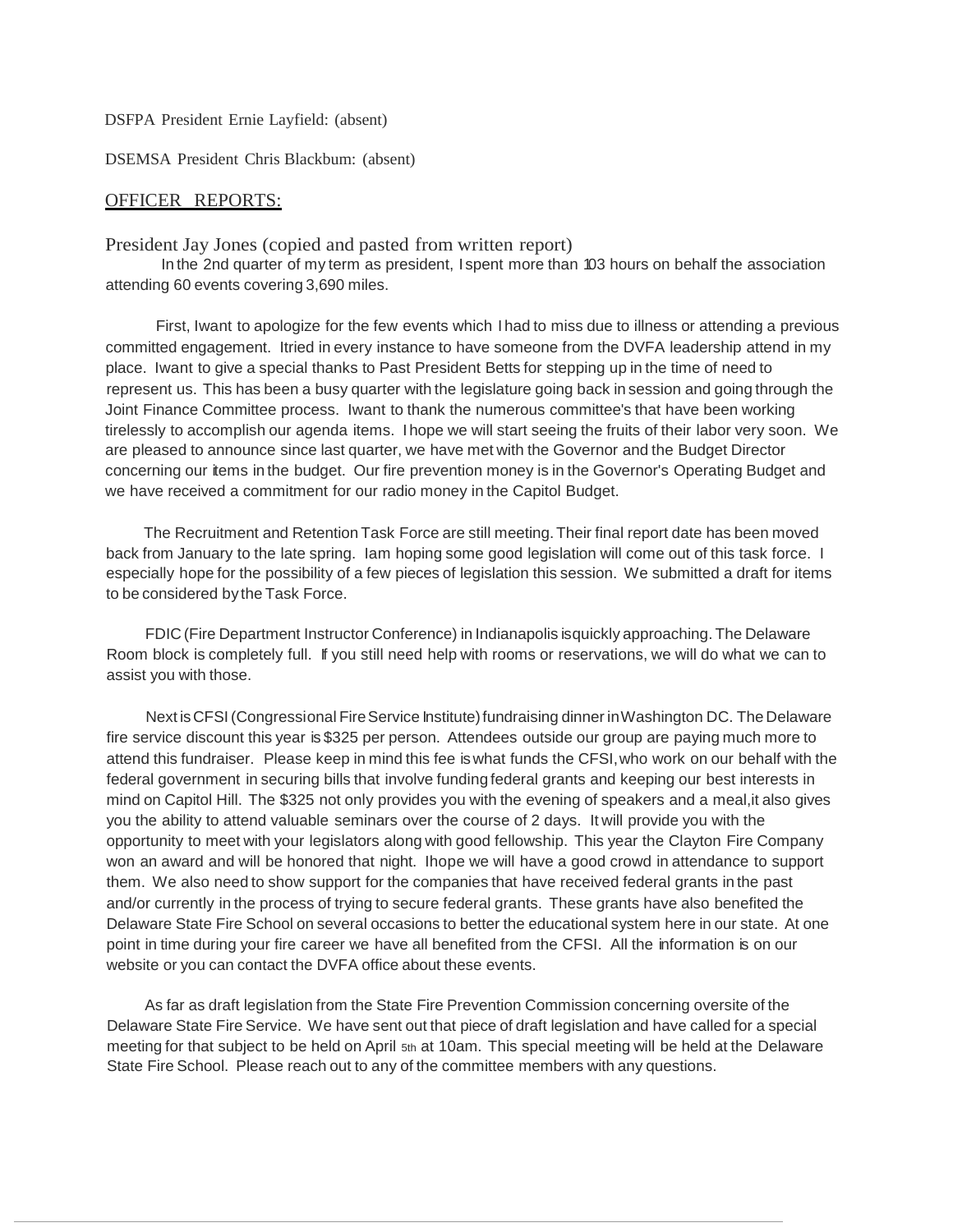DSFPA President Ernie Layfield: (absent)

DSEMSA President Chris Blackbum: (absent)

## OFFICER REPORTS:

President Jay Jones (copied and pasted from written report)

In the 2nd quarter of my term as president, I spent more than 103 hours on behalf the association attending 60 events covering 3,690 miles.

First, I want to apologize for the few events which I had to miss due to illness or attending a previous committed engagement. I tried in every instance to have someone from the DVFA leadership attend in my place. I want to give a special thanks to Past President Betts for stepping up in the time of need to represent us. This has been a busy quarter with the legislature going back in session and going through the Joint Finance Committee process. I want to thank the numerous committee's that have been working tirelessly to accomplish our agenda items. I hope we will start seeing the fruits of their labor very soon. We are pleased to announce since last quarter, we have met with the Governor and the Budget Director concerning our items in the budget. Our fire prevention money is in the Governor's Operating Budget and we have received a commitment for our radio money in the Capitol Budget.

The Recruitment and Retention Task Force are still meeting. Their final report date has been moved back from January to the late spring. I am hoping some good legislation will come out of this task force. I especially hope for the possibility of a few pieces of legislation this session. We submitted a draft for items to be considered by the Task Force.

FDIC (Fire Department Instructor Conference) in Indianapolis is quickly approaching. The Delaware Room block is completely full. If you still need help with rooms or reservations, we will do what we can to assist you with those.

Next is CFSI (Congressional Fire Service Institute) fundraising dinner in Washington DC. The Delaware fire service discount this year is $325 per person. Attendees outside our group are paying much more to attend this fundraiser. Please keep in mind this fee is what funds the CFSI, who work on our behalf with the federal government in securing bills that involve funding federal grants and keeping our best interests in mind on Capitol Hill. The $325 not only provides you with the evening of speakers and a meal, it also gives you the ability to attend valuable seminars over the course of 2 days. It will provide you with the opportunity to meet with your legislators along with good fellowship. This year the Clayton Fire Company won an award and will be honored that night. I hope we will have a good crowd in attendance to support them. We also need to show support for the companies that have received federal grants in the past and/or currently in the process of trying to secure federal grants. These grants have also benefited the Delaware State Fire School on several occasions to better the educational system here in our state. At one point in time during your fire career we have all benefited from the CFSI. All the information is on our website or you can contact the DVFA office about these events.

As far as draft legislation from the State Fire Prevention Commission concerning oversite of the Delaware State Fire Service. We have sent out that piece of draft legislation and have called for a special meeting for that subject to be held on April 5th at 10am. This special meeting will be held at the Delaware State Fire School. Please reach out to any of the committee members with any questions.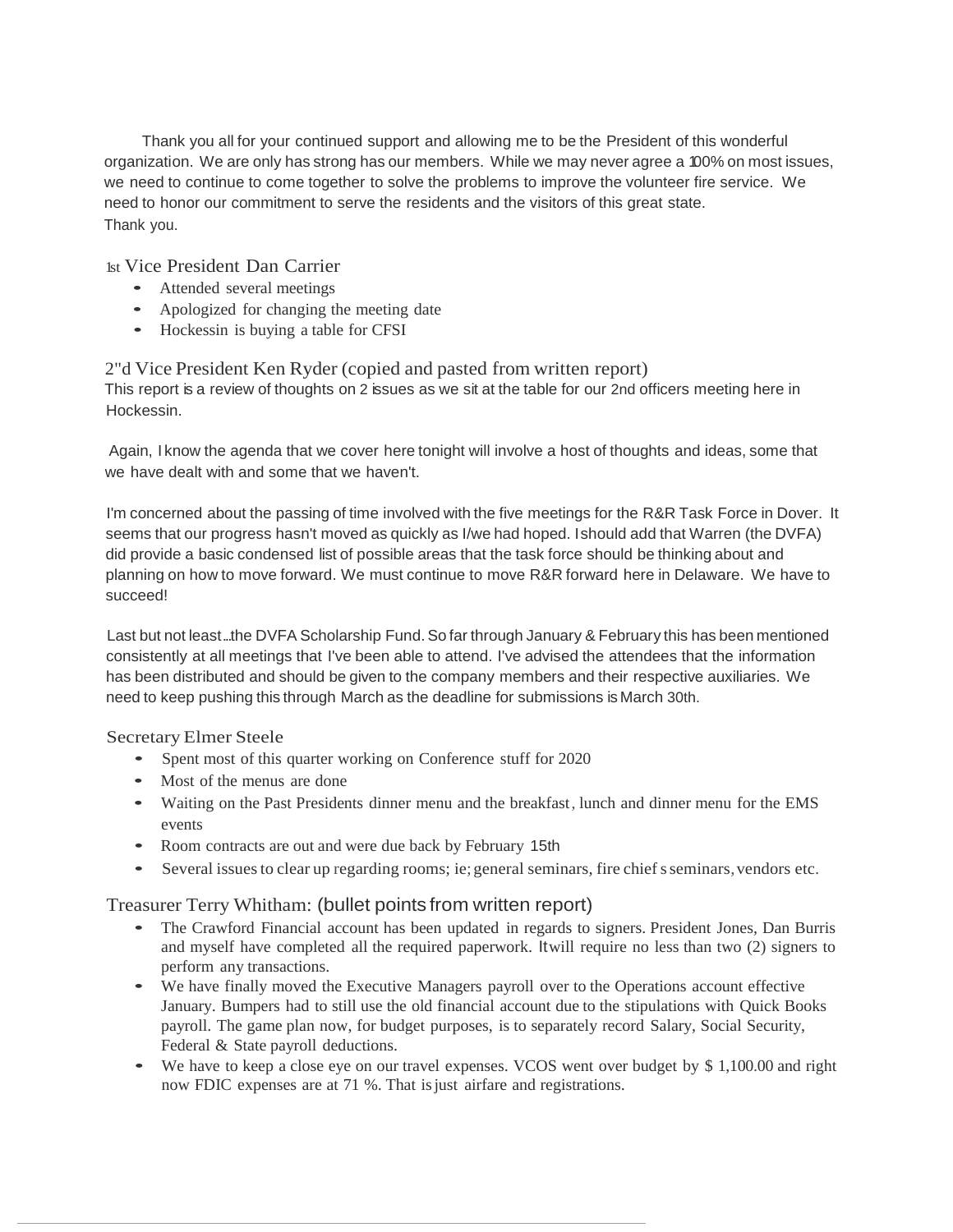Thank you all for your continued support and allowing me to be the President of this wonderful organization. We are only has strong has our members. While we may never agree a 100% on most issues, we need to continue to come together to solve the problems to improve the volunteer fire service. We need to honor our commitment to serve the residents and the visitors of this great state.
Thank you.

## 1st Vice President Dan Carrier

- Attended several meetings
- Apologized for changing the meeting date
- Hockessin is buying a table for CFSI

## 2"d Vice President Ken Ryder (copied and pasted from written report)

This report is a review of thoughts on 2 issues as we sit at the table for our 2nd officers meeting here in Hockessin.

Again, I know the agenda that we cover here tonight will involve a host of thoughts and ideas, some that we have dealt with and some that we haven't.

I'm concerned about the passing of time involved with the five meetings for the R&R Task Force in Dover. It seems that our progress hasn't moved as quickly as I/we had hoped. I should add that Warren (the DVFA) did provide a basic condensed list of possible areas that the task force should be thinking about and planning on how to move forward. We must continue to move R&R forward here in Delaware. We have to succeed!

Last but not least...the DVFA Scholarship Fund. So far through January & February this has been mentioned consistently at all meetings that I've been able to attend. I've advised the attendees that the information has been distributed and should be given to the company members and their respective auxiliaries. We need to keep pushing this through March as the deadline for submissions is March 30th.

## Secretary Elmer Steele

- Spent most of this quarter working on Conference stuff for 2020
- Most of the menus are done
- Waiting on the Past Presidents dinner menu and the breakfast, lunch and dinner menu for the EMS events
- Room contracts are out and were due back by February 15th
- Several issues to clear up regarding rooms; ie; general seminars, fire chief s seminars, vendors etc.

## Treasurer Terry Whitham: (bullet points from written report)

- The Crawford Financial account has been updated in regards to signers. President Jones, Dan Burris and myself have completed all the required paperwork. It will require no less than two (2) signers to perform any transactions.
- We have finally moved the Executive Managers payroll over to the Operations account effective January. Bumpers had to still use the old financial account due to the stipulations with Quick Books payroll. The game plan now, for budget purposes, is to separately record Salary, Social Security, Federal & State payroll deductions.
- We have to keep a close eye on our travel expenses. VCOS went over budget by $ 1,100.00 and right now FDIC expenses are at 71 %. That is just airfare and registrations.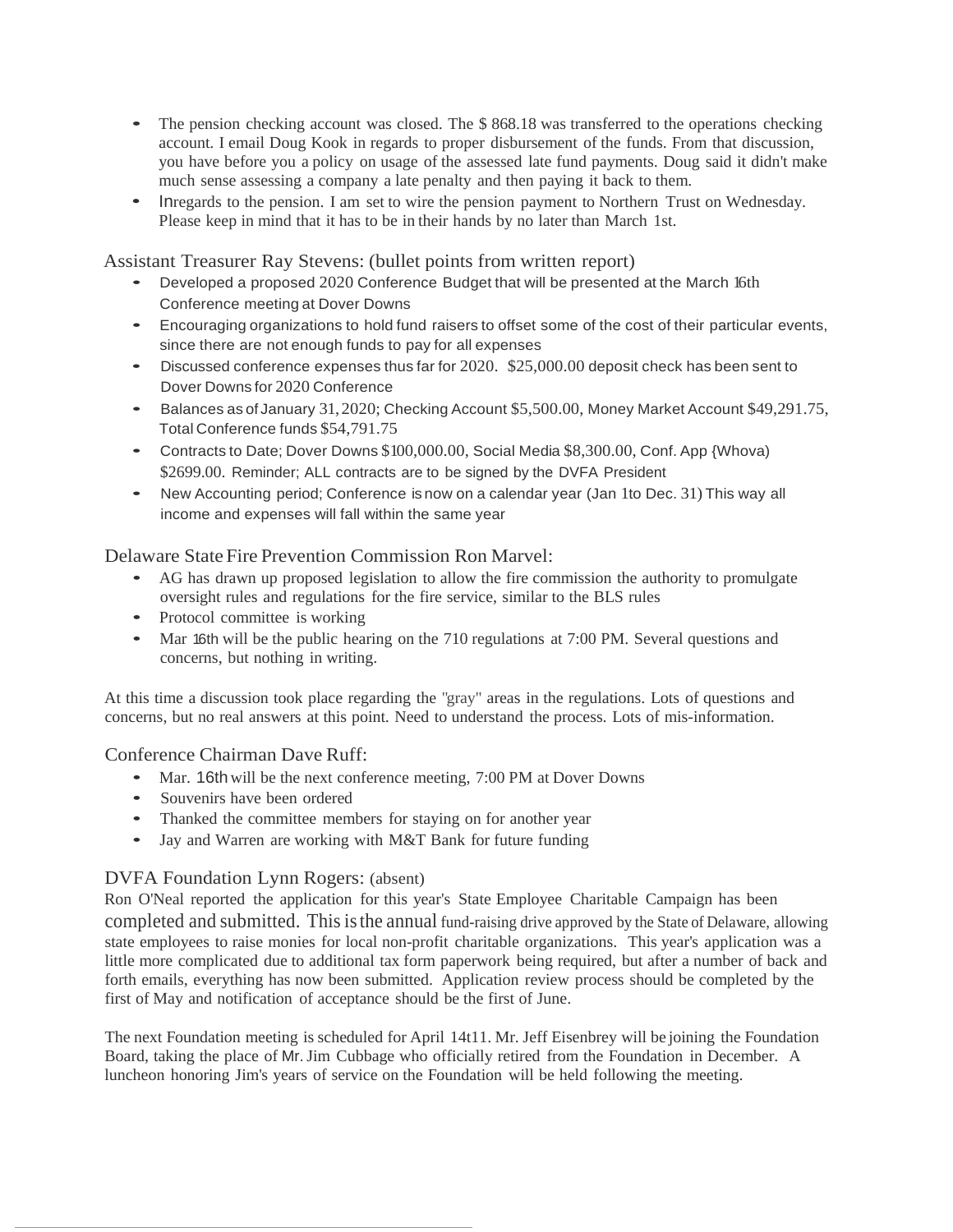- The pension checking account was closed. The $ 868.18 was transferred to the operations checking account. I email Doug Kook in regards to proper disbursement of the funds. From that discussion, you have before you a policy on usage of the assessed late fund payments. Doug said it didn't make much sense assessing a company a late penalty and then paying it back to them.
- Inregards to the pension. I am set to wire the pension payment to Northern Trust on Wednesday. Please keep in mind that it has to be in their hands by no later than March 1st.

Assistant Treasurer Ray Stevens: (bullet points from written report)

- Developed a proposed 2020 Conference Budget that will be presented at the March 16th Conference meeting at Dover Downs
- Encouraging organizations to hold fund raisers to offset some of the cost of their particular events, since there are not enough funds to pay for all expenses
- Discussed conference expenses thus far for 2020. $25,000.00 deposit check has been sent to Dover Downs for 2020 Conference
- Balances as of January 31, 2020; Checking Account $5,500.00, Money Market Account $49,291.75, Total Conference funds $54,791.75
- Contracts to Date; Dover Downs $100,000.00, Social Media $8,300.00, Conf. App {Whova) $2699.00. Reminder; ALL contracts are to be signed by the DVFA President
- New Accounting period; Conference is now on a calendar year (Jan 1to Dec. 31) This way all income and expenses will fall within the same year

Delaware State Fire Prevention Commission Ron Marvel:

- AG has drawn up proposed legislation to allow the fire commission the authority to promulgate oversight rules and regulations for the fire service, similar to the BLS rules
- Protocol committee is working
- Mar 16th will be the public hearing on the 710 regulations at 7:00 PM. Several questions and concerns, but nothing in writing.

At this time a discussion took place regarding the "gray" areas in the regulations. Lots of questions and concerns, but no real answers at this point. Need to understand the process. Lots of mis-information.

Conference Chairman Dave Ruff:

- Mar. 16th will be the next conference meeting, 7:00 PM at Dover Downs
- Souvenirs have been ordered
- Thanked the committee members for staying on for another year
- Jay and Warren are working with M&T Bank for future funding

DVFA Foundation Lynn Rogers: (absent)

Ron O'Neal reported the application for this year's State Employee Charitable Campaign has been completed and submitted. This is the annual fund-raising drive approved by the State of Delaware, allowing state employees to raise monies for local non-profit charitable organizations. This year's application was a little more complicated due to additional tax form paperwork being required, but after a number of back and forth emails, everything has now been submitted. Application review process should be completed by the first of May and notification of acceptance should be the first of June.

The next Foundation meeting is scheduled for April 14t11. Mr. Jeff Eisenbrey will be joining the Foundation Board, taking the place of Mr. Jim Cubbage who officially retired from the Foundation in December. A luncheon honoring Jim's years of service on the Foundation will be held following the meeting.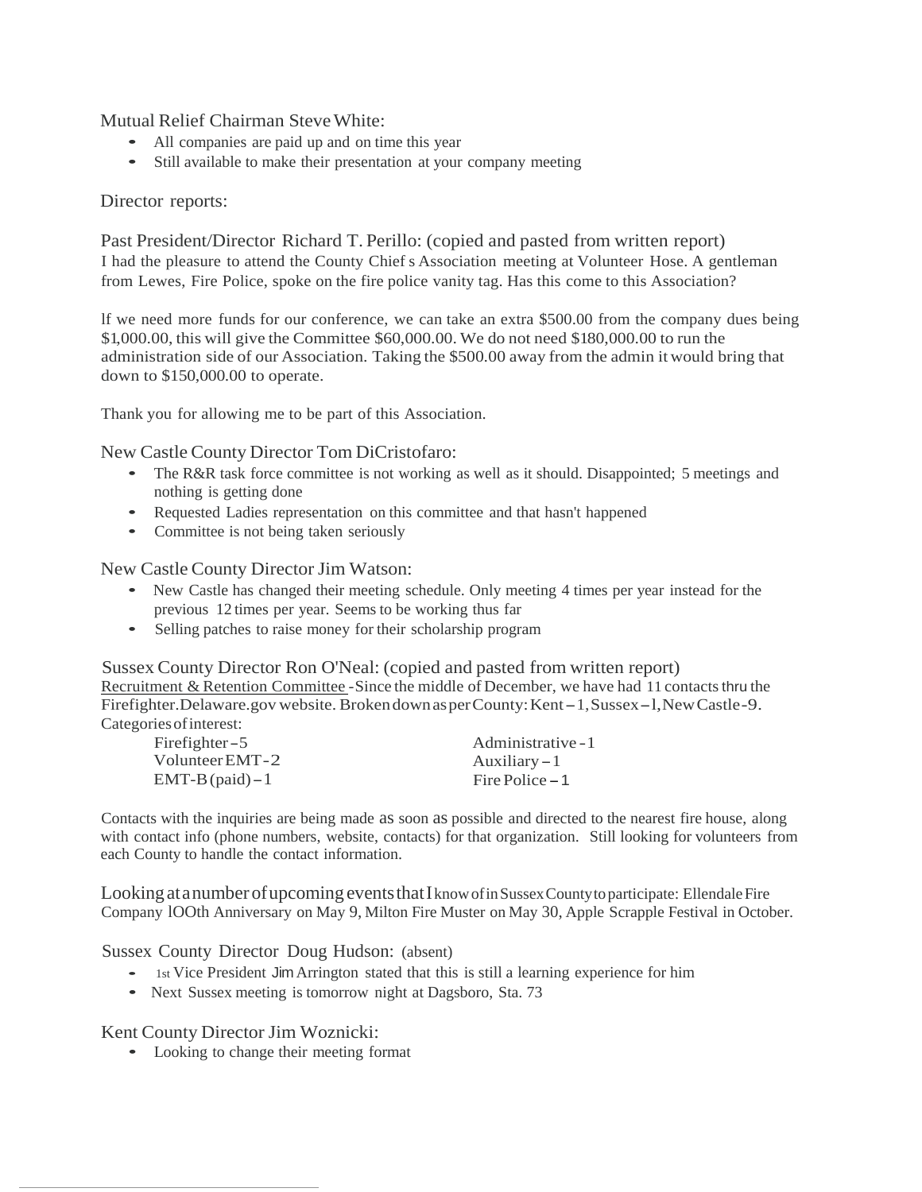Mutual Relief Chairman Steve White:

- All companies are paid up and on time this year
- Still available to make their presentation at your company meeting

Director reports:

Past President/Director Richard T. Perillo: (copied and pasted from written report)

I had the pleasure to attend the County Chief s Association meeting at Volunteer Hose. A gentleman from Lewes, Fire Police, spoke on the fire police vanity tag. Has this come to this Association?

lf we need more funds for our conference, we can take an extra $500.00 from the company dues being $1,000.00, this will give the Committee $60,000.00. We do not need $180,000.00 to run the administration side of our Association. Taking the $500.00 away from the admin it would bring that down to $150,000.00 to operate.

Thank you for allowing me to be part of this Association.

New Castle County Director Tom DiCristofaro:

- The R&R task force committee is not working as well as it should. Disappointed; 5 meetings and nothing is getting done
- Requested Ladies representation on this committee and that hasn't happened
- Committee is not being taken seriously

New Castle County Director Jim Watson:

- New Castle has changed their meeting schedule. Only meeting 4 times per year instead for the previous 12 times per year. Seems to be working thus far
- Selling patches to raise money for their scholarship program

Sussex County Director Ron O'Neal: (copied and pasted from written report)

Recruitment & Retention Committee - Since the middle of December, we have had 11 contacts thru the Firefighter.Delaware.gov website. Broken down as per County: Kent – 1, Sussex – l, New Castle - 9.

Categories of interest:

| | |
|---|---|
| Firefighter - 5 | Administrative - 1 |
| Volunteer EMT - 2 | Auxiliary – 1 |
| EMT-B (paid) – 1 | Fire Police – 1 |

Contacts with the inquiries are being made as soon as possible and directed to the nearest fire house, along with contact info (phone numbers, website, contacts) for that organization. Still looking for volunteers from each County to handle the contact information.

Looking at a number of upcoming events that I know of in Sussex County to participate: Ellendale Fire Company lOOth Anniversary on May 9, Milton Fire Muster on May 30, Apple Scrapple Festival in October.

Sussex County Director Doug Hudson: (absent)

- 1st Vice President Jim Arrington stated that this is still a learning experience for him
- Next Sussex meeting is tomorrow night at Dagsboro, Sta. 73

Kent County Director Jim Woznicki:

- Looking to change their meeting format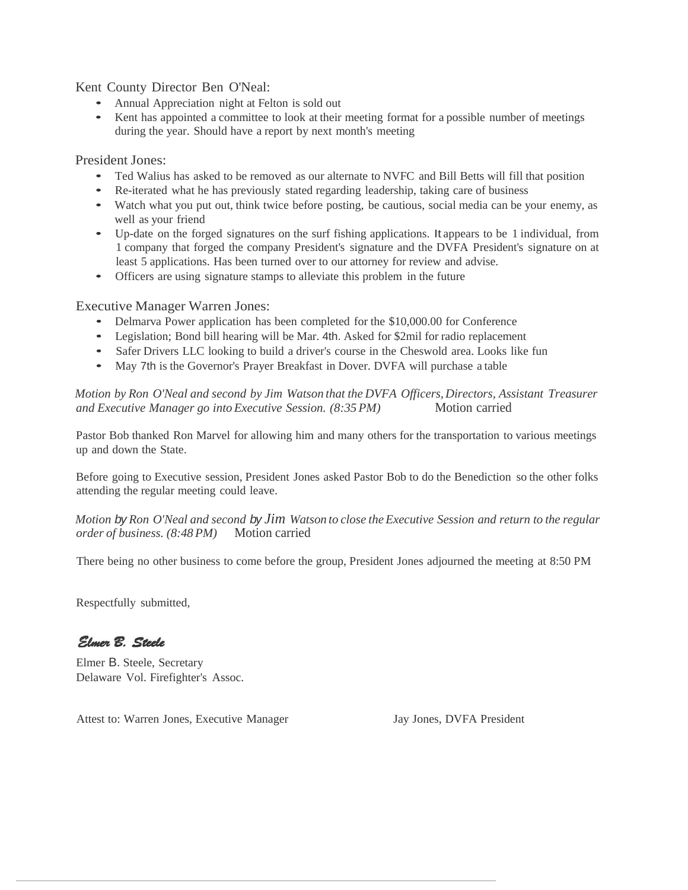Kent County Director Ben O'Neal:

- Annual Appreciation night at Felton is sold out
- Kent has appointed a committee to look at their meeting format for a possible number of meetings during the year. Should have a report by next month's meeting

President Jones:

- Ted Walius has asked to be removed as our alternate to NVFC and Bill Betts will fill that position
- Re-iterated what he has previously stated regarding leadership, taking care of business
- Watch what you put out, think twice before posting, be cautious, social media can be your enemy, as well as your friend
- Up-date on the forged signatures on the surf fishing applications. It appears to be 1 individual, from 1 company that forged the company President's signature and the DVFA President's signature on at least 5 applications. Has been turned over to our attorney for review and advise.
- Officers are using signature stamps to alleviate this problem in the future

Executive Manager Warren Jones:

- Delmarva Power application has been completed for the $10,000.00 for Conference
- Legislation; Bond bill hearing will be Mar. 4th. Asked for $2mil for radio replacement
- Safer Drivers LLC looking to build a driver's course in the Cheswold area. Looks like fun
- May 7th is the Governor's Prayer Breakfast in Dover. DVFA will purchase a table

*Motion by Ron O'Neal and second by Jim Watson that the DVFA Officers, Directors, Assistant Treasurer and Executive Manager go into Executive Session. (8:35 PM)* Motion carried

Pastor Bob thanked Ron Marvel for allowing him and many others for the transportation to various meetings up and down the State.

Before going to Executive session, President Jones asked Pastor Bob to do the Benediction so the other folks attending the regular meeting could leave.

*Motion by Ron O'Neal and second by Jim Watson to close the Executive Session and return to the regular order of business. (8:48 PM)* Motion carried

There being no other business to come before the group, President Jones adjourned the meeting at 8:50 PM

Respectfully submitted,

*Elmer B. Steele*

Elmer B. Steele, Secretary
Delaware Vol. Firefighter's Assoc.

Attest to: Warren Jones, Executive Manager Jay Jones, DVFA President